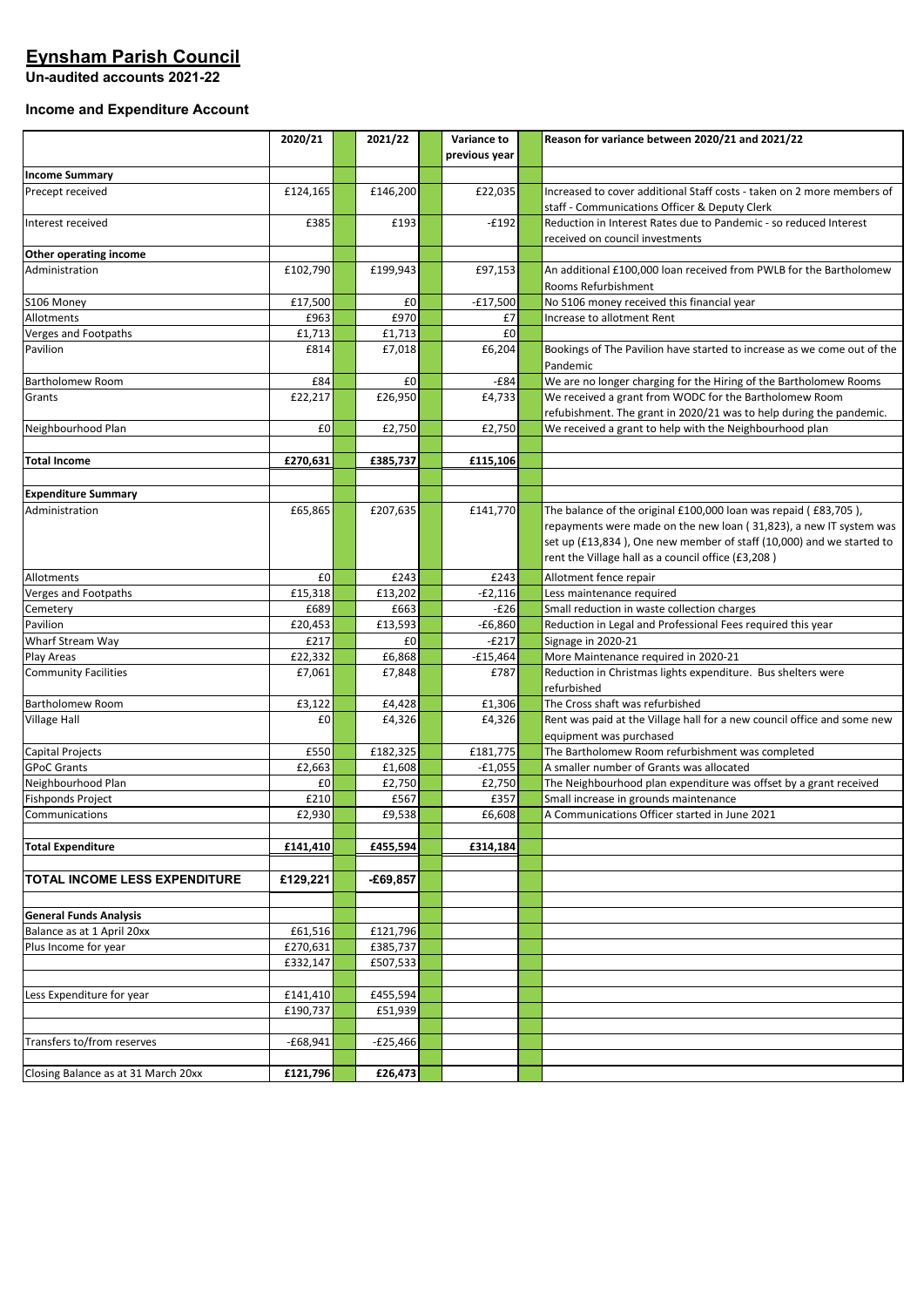# Eynsham Parish Council

**Un-audited accounts 2021-22**

### Income and Expenditure Account

| | 2020/21 | 2021/22 | Variance to previous year | Reason for variance between 2020/21 and 2021/22 |
|---|---|---|---|---|
| **Income Summary** | | | | |
| Precept received | £124,165 | £146,200 | £22,035 | Increased to cover additional Staff costs - taken on 2 more members of staff - Communications Officer & Deputy Clerk |
| Interest received | £385 | £193 | -£192 | Reduction in Interest Rates due to Pandemic - so reduced Interest received on council investments |
| **Other operating income** | | | | |
| Administration | £102,790 | £199,943 | £97,153 | An additional £100,000 loan received from PWLB for the Bartholomew Rooms Refurbishment |
| S106 Money | £17,500 | £0 | -£17,500 | No S106 money received this financial year |
| Allotments | £963 | £970 | £7 | Increase to allotment Rent |
| Verges and Footpaths | £1,713 | £1,713 | £0 | |
| Pavilion | £814 | £7,018 | £6,204 | Bookings of The Pavilion have started to increase as we come out of the Pandemic |
| Bartholomew Room | £84 | £0 | -£84 | We are no longer charging for the Hiring of the Bartholomew Rooms |
| Grants | £22,217 | £26,950 | £4,733 | We received a grant from WODC for the Bartholomew Room refubishment. The grant in 2020/21 was to help during the pandemic. |
| Neighbourhood Plan | £0 | £2,750 | £2,750 | We received a grant to help with the Neighbourhood plan |
| **Total Income** | **£270,631** | **£385,737** | **£115,106** | |
| **Expenditure Summary** | | | | |
| Administration | £65,865 | £207,635 | £141,770 | The balance of the original £100,000 loan was repaid ( £83,705 ), repayments were made on the new loan ( 31,823), a new IT system was set up (£13,834 ), One new member of staff (10,000) and we started to rent the Village hall as a council office (£3,208 ) |
| Allotments | £0 | £243 | £243 | Allotment fence repair |
| Verges and Footpaths | £15,318 | £13,202 | -£2,116 | Less maintenance required |
| Cemetery | £689 | £663 | -£26 | Small reduction in waste collection charges |
| Pavilion | £20,453 | £13,593 | -£6,860 | Reduction in Legal and Professional Fees required this year |
| Wharf Stream Way | £217 | £0 | -£217 | Signage in 2020-21 |
| Play Areas | £22,332 | £6,868 | -£15,464 | More Maintenance required in 2020-21 |
| Community Facilities | £7,061 | £7,848 | £787 | Reduction in Christmas lights expenditure. Bus shelters were refurbished |
| Bartholomew Room | £3,122 | £4,428 | £1,306 | The Cross shaft was refurbished |
| Village Hall | £0 | £4,326 | £4,326 | Rent was paid at the Village hall for a new council office and some new equipment was purchased |
| Capital Projects | £550 | £182,325 | £181,775 | The Bartholomew Room refurbishment was completed |
| GPoC Grants | £2,663 | £1,608 | -£1,055 | A smaller number of Grants was allocated |
| Neighbourhood Plan | £0 | £2,750 | £2,750 | The Neighbourhood plan expenditure was offset by a grant received |
| Fishponds Project | £210 | £567 | £357 | Small increase in grounds maintenance |
| Communications | £2,930 | £9,538 | £6,608 | A Communications Officer started in June 2021 |
| **Total Expenditure** | **£141,410** | **£455,594** | **£314,184** | |
| **TOTAL INCOME LESS EXPENDITURE** | **£129,221** | **-£69,857** | | |
| **General Funds Analysis** | | | | |
| Balance as at 1 April 20xx | £61,516 | £121,796 | | |
| Plus Income for year | £270,631 | £385,737 | | |
| | £332,147 | £507,533 | | |
| Less Expenditure for year | £141,410 | £455,594 | | |
| | £190,737 | £51,939 | | |
| Transfers to/from reserves | -£68,941 | -£25,466 | | |
| Closing Balance as at 31 March 20xx | **£121,796** | **£26,473** | | |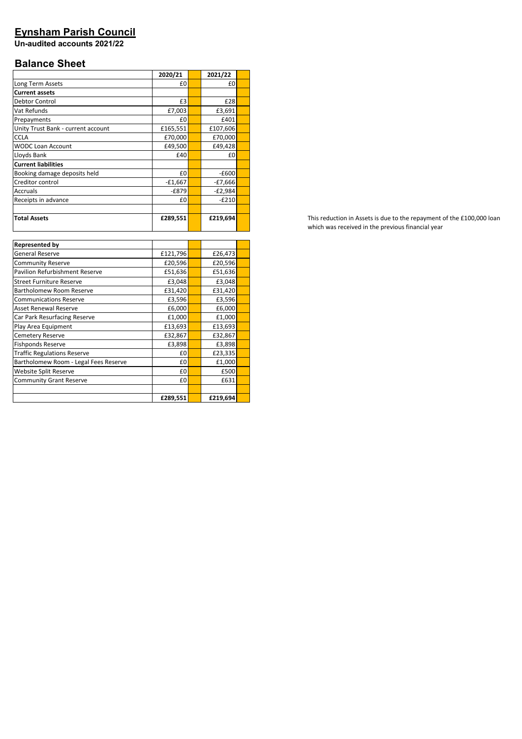# Eynsham Parish Council

**Un-audited accounts 2021/22**

## Balance Sheet

| | 2020/21 | 2021/22 |
|---|---|---|
| Long Term Assets | £0 | £0 |
| **Current assets** | | |
| Debtor Control | £3 | £28 |
| Vat Refunds | £7,003 | £3,691 |
| Prepayments | £0 | £401 |
| Unity Trust Bank - current account | £165,551 | £107,606 |
| CCLA | £70,000 | £70,000 |
| WODC Loan Account | £49,500 | £49,428 |
| Lloyds Bank | £40 | £0 |
| **Current liabilities** | | |
| Booking damage deposits held | £0 | -£600 |
| Creditor control | -£1,667 | -£7,666 |
| Accruals | -£879 | -£2,984 |
| Receipts in advance | £0 | -£210 |
| | | |
| **Total Assets** | **£289,551** | **£219,694** |

This reduction in Assets is due to the repayment of the £100,000 loan which was received in the previous financial year

| **Represented by** | | |
|---|---|---|
| General Reserve | £121,796 | £26,473 |
| Community Reserve | £20,596 | £20,596 |
| Pavilion Refurbishment Reserve | £51,636 | £51,636 |
| Street Furniture Reserve | £3,048 | £3,048 |
| Bartholomew Room Reserve | £31,420 | £31,420 |
| Communications Reserve | £3,596 | £3,596 |
| Asset Renewal Reserve | £6,000 | £6,000 |
| Car Park Resurfacing Reserve | £1,000 | £1,000 |
| Play Area Equipment | £13,693 | £13,693 |
| Cemetery Reserve | £32,867 | £32,867 |
| Fishponds Reserve | £3,898 | £3,898 |
| Traffic Regulations Reserve | £0 | £23,335 |
| Bartholomew Room - Legal Fees Reserve | £0 | £1,000 |
| Website Split Reserve | £0 | £500 |
| Community Grant Reserve | £0 | £631 |
| | | |
| | **£289,551** | **£219,694** |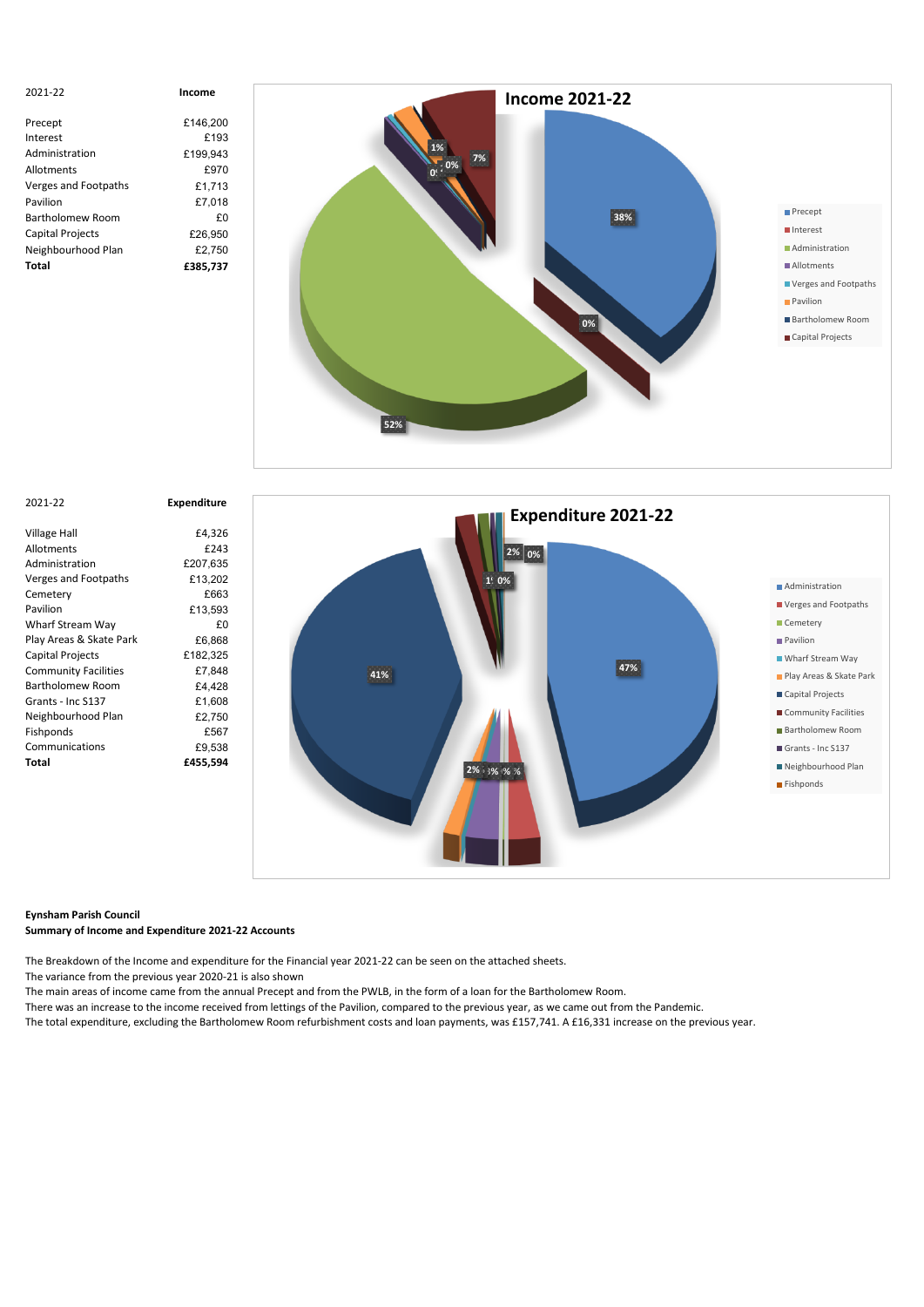| 2021-22 | Income |
|---|---|
| Precept | £146,200 |
| Interest | £193 |
| Administration | £199,943 |
| Allotments | £970 |
| Verges and Footpaths | £1,713 |
| Pavilion | £7,018 |
| Bartholomew Room | £0 |
| Capital Projects | £26,950 |
| Neighbourhood Plan | £2,750 |
| **Total** | **£385,737** |

**Income 2021-22**

38%
0%
52%
1%
0%
7%

Precept
Interest
Administration
Allotments
Verges and Footpaths
Pavilion
Bartholomew Room
Capital Projects

| 2021-22 | Expenditure |
|---|---|
| Village Hall | £4,326 |
| Allotments | £243 |
| Administration | £207,635 |
| Verges and Footpaths | £13,202 |
| Cemetery | £663 |
| Pavilion | £13,593 |
| Wharf Stream Way | £0 |
| Play Areas & Skate Park | £6,868 |
| Capital Projects | £182,325 |
| Community Facilities | £7,848 |
| Bartholomew Room | £4,428 |
| Grants - Inc S137 | £1,608 |
| Neighbourhood Plan | £2,750 |
| Fishponds | £567 |
| Communications | £9,538 |
| **Total** | **£455,594** |

**Expenditure 2021-22**

47%
41%
2%
0%
0%
2%

Administration
Verges and Footpaths
Cemetery
Pavilion
Wharf Stream Way
Play Areas & Skate Park
Capital Projects
Community Facilities
Bartholomew Room
Grants - Inc S137
Neighbourhood Plan
Fishponds

**Eynsham Parish Council**
**Summary of Income and Expenditure 2021-22 Accounts**

The Breakdown of the Income and expenditure for the Financial year 2021-22 can be seen on the attached sheets.
The variance from the previous year 2020-21 is also shown
The main areas of income came from the annual Precept and from the PWLB, in the form of a loan for the Bartholomew Room.
There was an increase to the income received from lettings of the Pavilion, compared to the previous year, as we came out from the Pandemic.
The total expenditure, excluding the Bartholomew Room refurbishment costs and loan payments, was £157,741. A £16,331 increase on the previous year.